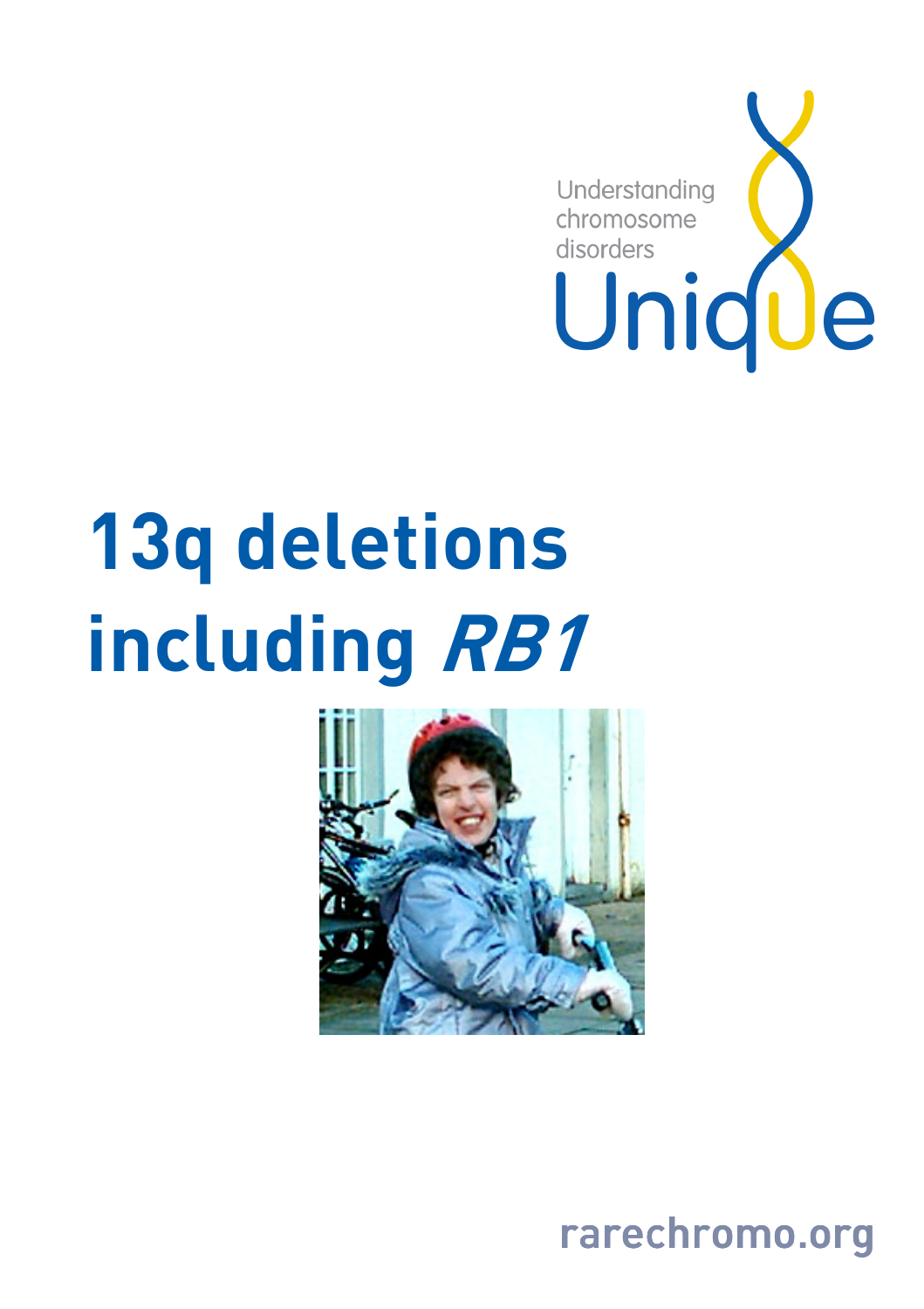Understanding chromosome disorders

Unique

# 13q deletions including *RB1*

rarechromo.org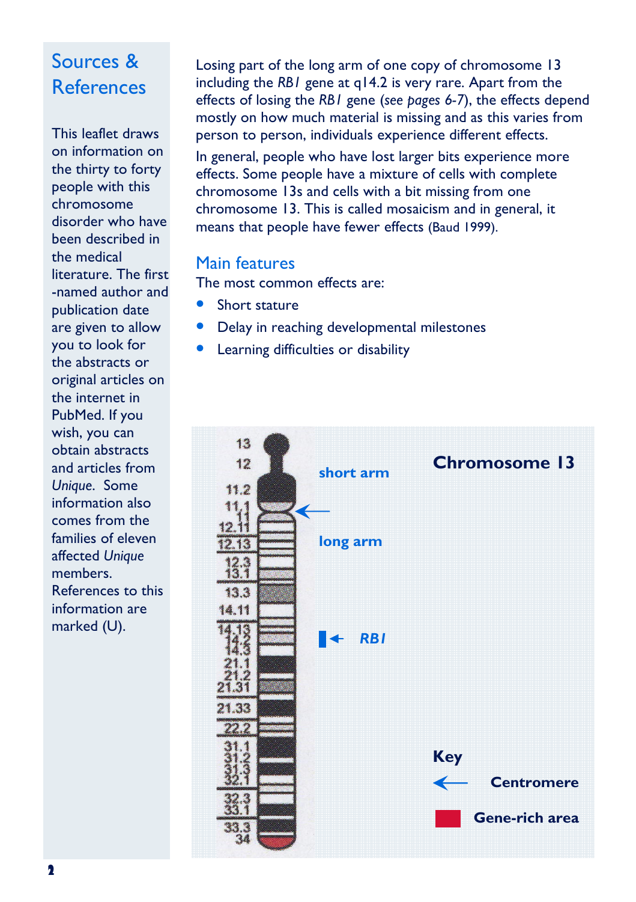## Sources & References

This leaflet draws on information on the thirty to forty people with this chromosome disorder who have been described in the medical literature. The first-named author and publication date are given to allow you to look for the abstracts or original articles on the internet in PubMed. If you wish, you can obtain abstracts and articles from *Unique*. Some information also comes from the families of eleven affected *Unique* members. References to this information are marked (U).

Losing part of the long arm of one copy of chromosome 13 including the *RB1* gene at q14.2 is very rare. Apart from the effects of losing the *RB1* gene (*see pages 6-7*), the effects depend mostly on how much material is missing and as this varies from person to person, individuals experience different effects.

In general, people who have lost larger bits experience more effects. Some people have a mixture of cells with complete chromosome 13s and cells with a bit missing from one chromosome 13. This is called mosaicism and in general, it means that people have fewer effects (Baud 1999).

## Main features

The most common effects are:

- Short stature
- Delay in reaching developmental milestones
- Learning difficulties or disability

**Chromosome 13**

short arm

long arm

*RB1*

**Key**

Centromere

Gene-rich area

13, 12, 11.2, 11.1, 11, 12.11, 12.13, 12.3, 13.1, 13.3, 14.11, 14.13, 14.2, 14.3, 21.1, 21.2, 21.31, 21.33, 22.2, 31.1, 31.2, 31.3, 32.1, 32.3, 33.1, 33.3, 34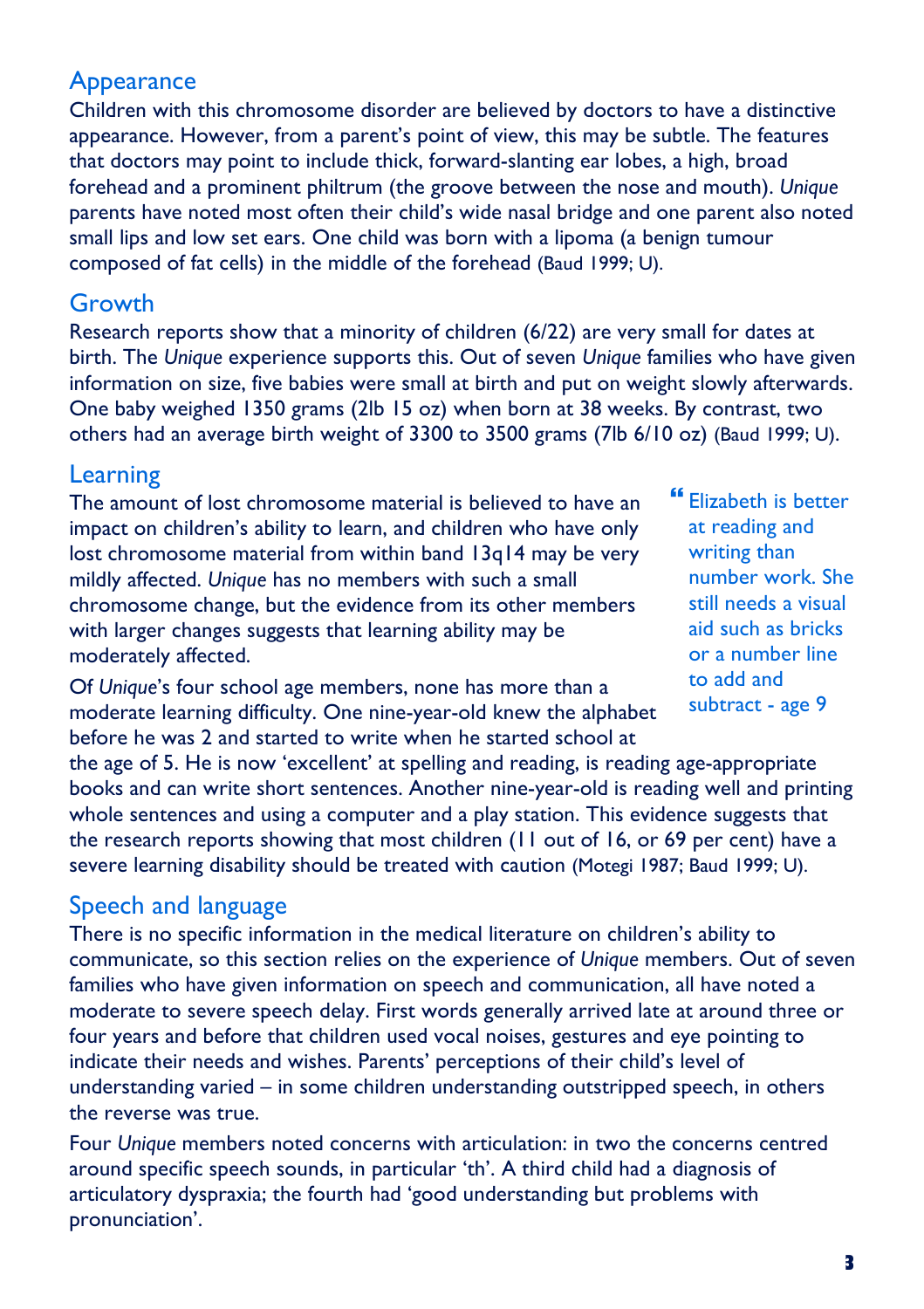## Appearance

Children with this chromosome disorder are believed by doctors to have a distinctive appearance. However, from a parent's point of view, this may be subtle. The features that doctors may point to include thick, forward-slanting ear lobes, a high, broad forehead and a prominent philtrum (the groove between the nose and mouth). *Unique* parents have noted most often their child's wide nasal bridge and one parent also noted small lips and low set ears. One child was born with a lipoma (a benign tumour composed of fat cells) in the middle of the forehead (Baud 1999; U).

## Growth

Research reports show that a minority of children (6/22) are very small for dates at birth. The *Unique* experience supports this. Out of seven *Unique* families who have given information on size, five babies were small at birth and put on weight slowly afterwards. One baby weighed 1350 grams (2lb 15 oz) when born at 38 weeks. By contrast, two others had an average birth weight of 3300 to 3500 grams (7lb 6/10 oz) (Baud 1999; U).

## Learning

The amount of lost chromosome material is believed to have an impact on children's ability to learn, and children who have only lost chromosome material from within band 13q14 may be very mildly affected. *Unique* has no members with such a small chromosome change, but the evidence from its other members with larger changes suggests that learning ability may be moderately affected.

> "Elizabeth is better at reading and writing than number work. She still needs a visual aid such as bricks or a number line to add and subtract - age 9

Of *Unique*'s four school age members, none has more than a moderate learning difficulty. One nine-year-old knew the alphabet before he was 2 and started to write when he started school at the age of 5. He is now 'excellent' at spelling and reading, is reading age-appropriate books and can write short sentences. Another nine-year-old is reading well and printing whole sentences and using a computer and a play station. This evidence suggests that the research reports showing that most children (11 out of 16, or 69 per cent) have a severe learning disability should be treated with caution (Motegi 1987; Baud 1999; U).

## Speech and language

There is no specific information in the medical literature on children's ability to communicate, so this section relies on the experience of *Unique* members. Out of seven families who have given information on speech and communication, all have noted a moderate to severe speech delay. First words generally arrived late at around three or four years and before that children used vocal noises, gestures and eye pointing to indicate their needs and wishes. Parents' perceptions of their child's level of understanding varied – in some children understanding outstripped speech, in others the reverse was true.

Four *Unique* members noted concerns with articulation: in two the concerns centred around specific speech sounds, in particular 'th'. A third child had a diagnosis of articulatory dyspraxia; the fourth had 'good understanding but problems with pronunciation'.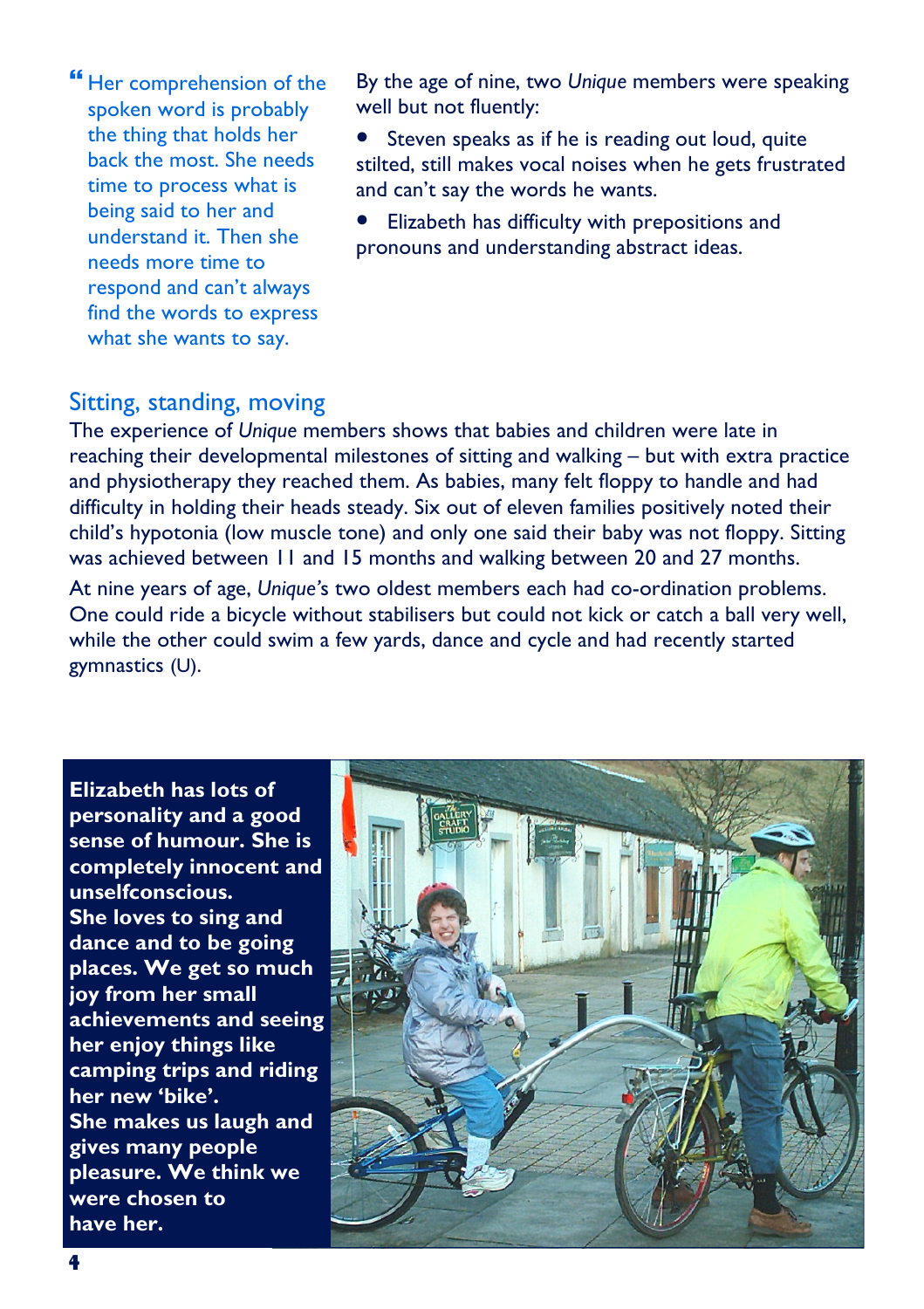" Her comprehension of the spoken word is probably the thing that holds her back the most. She needs time to process what is being said to her and understand it. Then she needs more time to respond and can't always find the words to express what she wants to say.

By the age of nine, two *Unique* members were speaking well but not fluently:

- Steven speaks as if he is reading out loud, quite stilted, still makes vocal noises when he gets frustrated and can't say the words he wants.
- Elizabeth has difficulty with prepositions and pronouns and understanding abstract ideas.

## Sitting, standing, moving

The experience of *Unique* members shows that babies and children were late in reaching their developmental milestones of sitting and walking – but with extra practice and physiotherapy they reached them. As babies, many felt floppy to handle and had difficulty in holding their heads steady. Six out of eleven families positively noted their child's hypotonia (low muscle tone) and only one said their baby was not floppy. Sitting was achieved between 11 and 15 months and walking between 20 and 27 months.

At nine years of age, *Unique*'s two oldest members each had co-ordination problems. One could ride a bicycle without stabilisers but could not kick or catch a ball very well, while the other could swim a few yards, dance and cycle and had recently started gymnastics (U).

**Elizabeth has lots of personality and a good sense of humour. She is completely innocent and unselfconscious. She loves to sing and dance and to be going places. We get so much joy from her small achievements and seeing her enjoy things like camping trips and riding her new 'bike'. She makes us laugh and gives many people pleasure. We think we were chosen to have her.**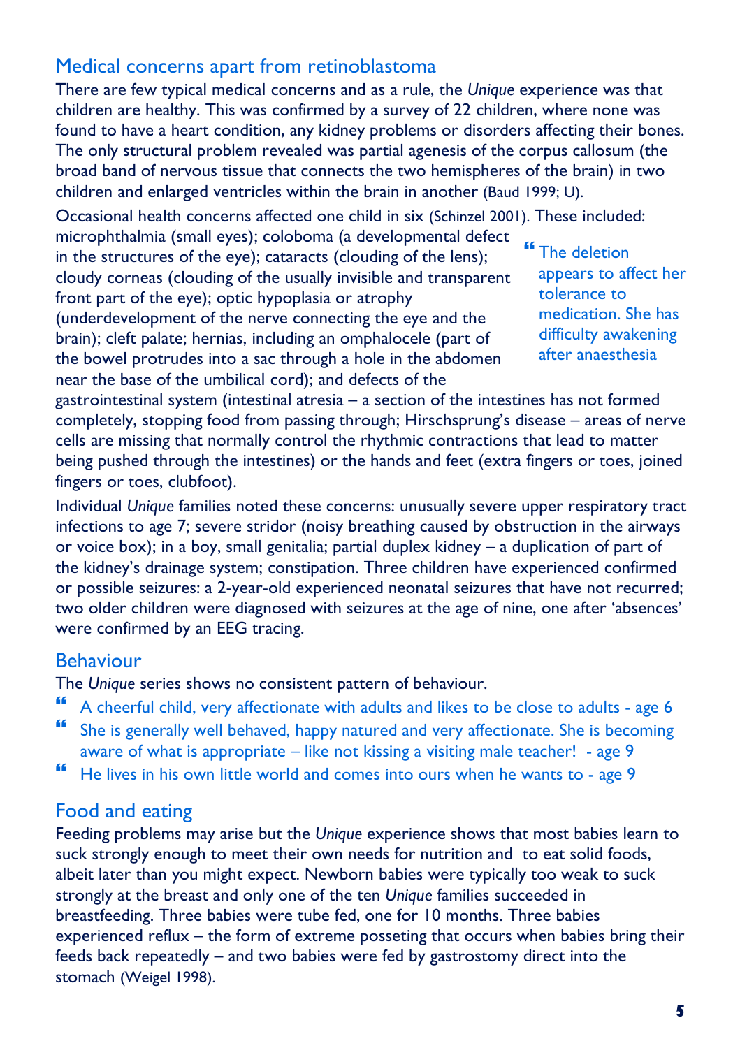## Medical concerns apart from retinoblastoma

There are few typical medical concerns and as a rule, the *Unique* experience was that children are healthy. This was confirmed by a survey of 22 children, where none was found to have a heart condition, any kidney problems or disorders affecting their bones. The only structural problem revealed was partial agenesis of the corpus callosum (the broad band of nervous tissue that connects the two hemispheres of the brain) in two children and enlarged ventricles within the brain in another (Baud 1999; U).

Occasional health concerns affected one child in six (Schinzel 2001). These included: microphthalmia (small eyes); coloboma (a developmental defect in the structures of the eye); cataracts (clouding of the lens); cloudy corneas (clouding of the usually invisible and transparent front part of the eye); optic hypoplasia or atrophy (underdevelopment of the nerve connecting the eye and the brain); cleft palate; hernias, including an omphalocele (part of the bowel protrudes into a sac through a hole in the abdomen near the base of the umbilical cord); and defects of the gastrointestinal system (intestinal atresia – a section of the intestines has not formed completely, stopping food from passing through; Hirschsprung's disease – areas of nerve cells are missing that normally control the rhythmic contractions that lead to matter being pushed through the intestines) or the hands and feet (extra fingers or toes, joined fingers or toes, clubfoot).

> " The deletion appears to affect her tolerance to medication. She has difficulty awakening after anaesthesia

Individual *Unique* families noted these concerns: unusually severe upper respiratory tract infections to age 7; severe stridor (noisy breathing caused by obstruction in the airways or voice box); in a boy, small genitalia; partial duplex kidney – a duplication of part of the kidney's drainage system; constipation. Three children have experienced confirmed or possible seizures: a 2-year-old experienced neonatal seizures that have not recurred; two older children were diagnosed with seizures at the age of nine, one after 'absences' were confirmed by an EEG tracing.

## Behaviour

The *Unique* series shows no consistent pattern of behaviour.

- " A cheerful child, very affectionate with adults and likes to be close to adults - age 6
- " She is generally well behaved, happy natured and very affectionate. She is becoming aware of what is appropriate – like not kissing a visiting male teacher! - age 9
- " He lives in his own little world and comes into ours when he wants to - age 9

## Food and eating

Feeding problems may arise but the *Unique* experience shows that most babies learn to suck strongly enough to meet their own needs for nutrition and to eat solid foods, albeit later than you might expect. Newborn babies were typically too weak to suck strongly at the breast and only one of the ten *Unique* families succeeded in breastfeeding. Three babies were tube fed, one for 10 months. Three babies experienced reflux – the form of extreme posseting that occurs when babies bring their feeds back repeatedly – and two babies were fed by gastrostomy direct into the stomach (Weigel 1998).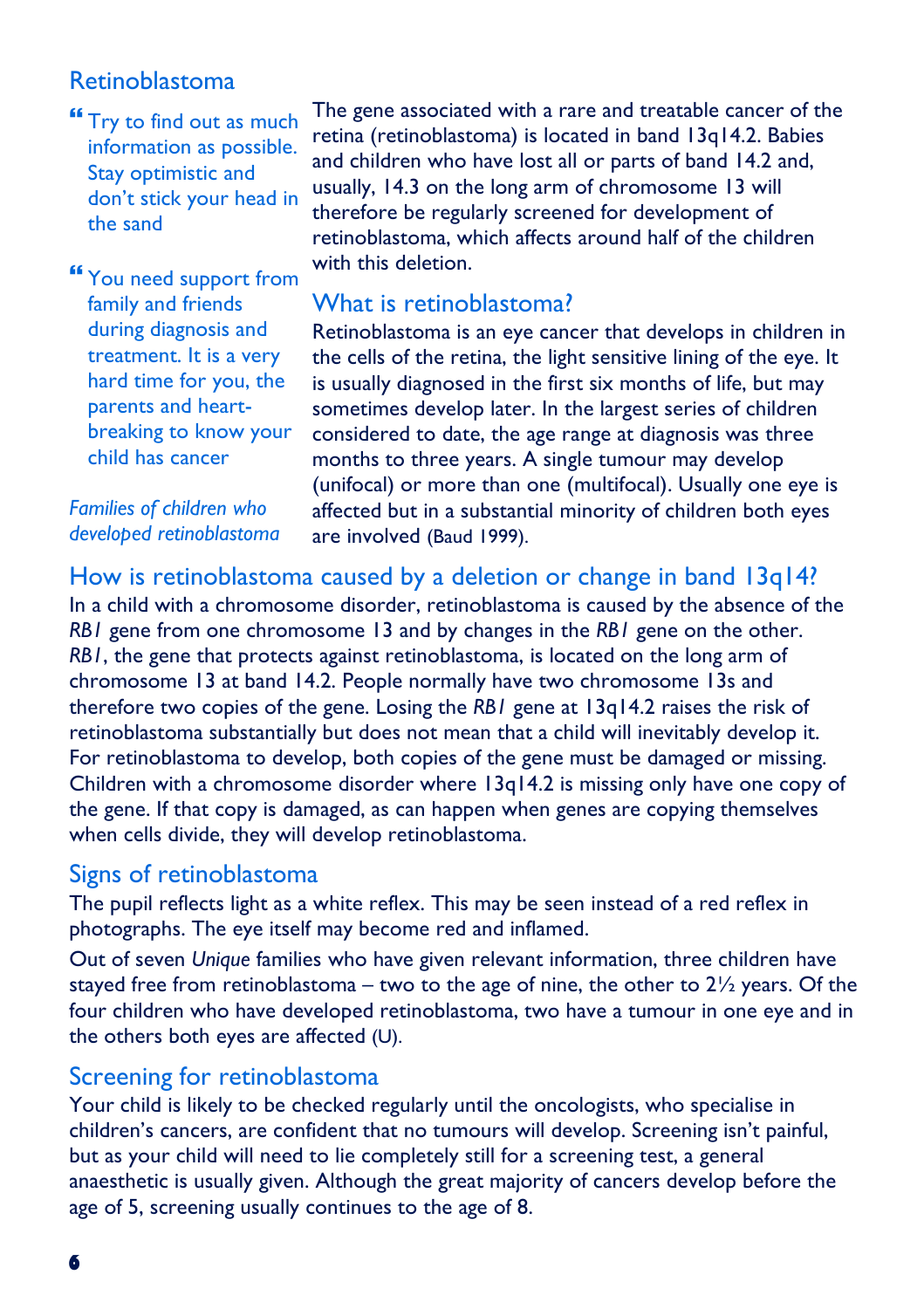## Retinoblastoma

> "Try to find out as much information as possible. Stay optimistic and don't stick your head in the sand

> "You need support from family and friends during diagnosis and treatment. It is a very hard time for you, the parents and heart-breaking to know your child has cancer

*Families of children who developed retinoblastoma*

The gene associated with a rare and treatable cancer of the retina (retinoblastoma) is located in band 13q14.2. Babies and children who have lost all or parts of band 14.2 and, usually, 14.3 on the long arm of chromosome 13 will therefore be regularly screened for development of retinoblastoma, which affects around half of the children with this deletion.

### What is retinoblastoma?

Retinoblastoma is an eye cancer that develops in children in the cells of the retina, the light sensitive lining of the eye. It is usually diagnosed in the first six months of life, but may sometimes develop later. In the largest series of children considered to date, the age range at diagnosis was three months to three years. A single tumour may develop (unifocal) or more than one (multifocal). Usually one eye is affected but in a substantial minority of children both eyes are involved (Baud 1999).

### How is retinoblastoma caused by a deletion or change in band 13q14?

In a child with a chromosome disorder, retinoblastoma is caused by the absence of the *RB1* gene from one chromosome 13 and by changes in the *RB1* gene on the other. *RB1*, the gene that protects against retinoblastoma, is located on the long arm of chromosome 13 at band 14.2. People normally have two chromosome 13s and therefore two copies of the gene. Losing the *RB1* gene at 13q14.2 raises the risk of retinoblastoma substantially but does not mean that a child will inevitably develop it. For retinoblastoma to develop, both copies of the gene must be damaged or missing. Children with a chromosome disorder where 13q14.2 is missing only have one copy of the gene. If that copy is damaged, as can happen when genes are copying themselves when cells divide, they will develop retinoblastoma.

### Signs of retinoblastoma

The pupil reflects light as a white reflex. This may be seen instead of a red reflex in photographs. The eye itself may become red and inflamed.

Out of seven *Unique* families who have given relevant information, three children have stayed free from retinoblastoma – two to the age of nine, the other to 2½ years. Of the four children who have developed retinoblastoma, two have a tumour in one eye and in the others both eyes are affected (U).

### Screening for retinoblastoma

Your child is likely to be checked regularly until the oncologists, who specialise in children's cancers, are confident that no tumours will develop. Screening isn't painful, but as your child will need to lie completely still for a screening test, a general anaesthetic is usually given. Although the great majority of cancers develop before the age of 5, screening usually continues to the age of 8.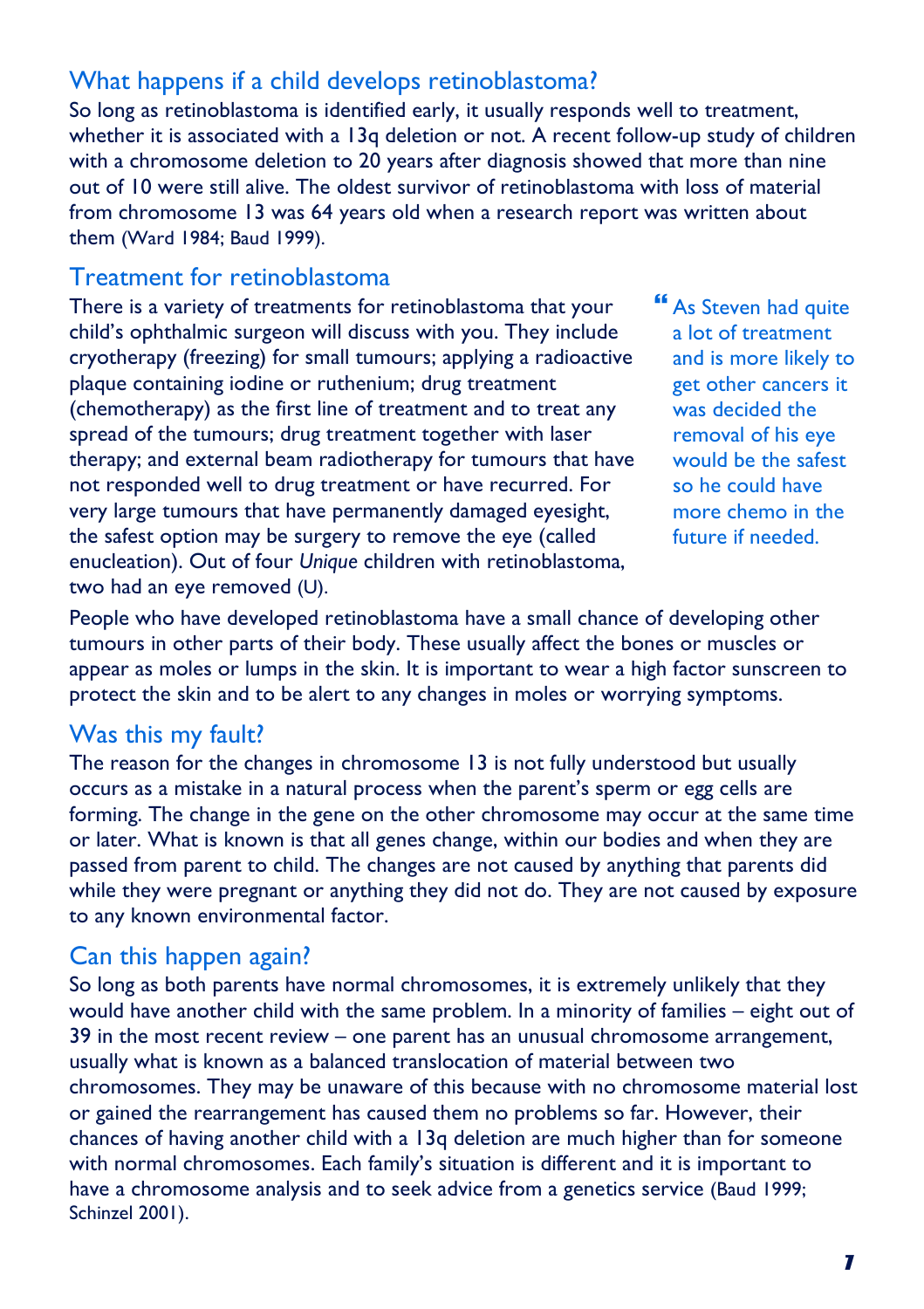## What happens if a child develops retinoblastoma?

So long as retinoblastoma is identified early, it usually responds well to treatment, whether it is associated with a 13q deletion or not. A recent follow-up study of children with a chromosome deletion to 20 years after diagnosis showed that more than nine out of 10 were still alive. The oldest survivor of retinoblastoma with loss of material from chromosome 13 was 64 years old when a research report was written about them (Ward 1984; Baud 1999).

## Treatment for retinoblastoma

There is a variety of treatments for retinoblastoma that your child's ophthalmic surgeon will discuss with you. They include cryotherapy (freezing) for small tumours; applying a radioactive plaque containing iodine or ruthenium; drug treatment (chemotherapy) as the first line of treatment and to treat any spread of the tumours; drug treatment together with laser therapy; and external beam radiotherapy for tumours that have not responded well to drug treatment or have recurred. For very large tumours that have permanently damaged eyesight, the safest option may be surgery to remove the eye (called enucleation). Out of four *Unique* children with retinoblastoma, two had an eye removed (U).

> " As Steven had quite a lot of treatment and is more likely to get other cancers it was decided the removal of his eye would be the safest so he could have more chemo in the future if needed.

People who have developed retinoblastoma have a small chance of developing other tumours in other parts of their body. These usually affect the bones or muscles or appear as moles or lumps in the skin. It is important to wear a high factor sunscreen to protect the skin and to be alert to any changes in moles or worrying symptoms.

## Was this my fault?

The reason for the changes in chromosome 13 is not fully understood but usually occurs as a mistake in a natural process when the parent's sperm or egg cells are forming. The change in the gene on the other chromosome may occur at the same time or later. What is known is that all genes change, within our bodies and when they are passed from parent to child. The changes are not caused by anything that parents did while they were pregnant or anything they did not do. They are not caused by exposure to any known environmental factor.

## Can this happen again?

So long as both parents have normal chromosomes, it is extremely unlikely that they would have another child with the same problem. In a minority of families – eight out of 39 in the most recent review – one parent has an unusual chromosome arrangement, usually what is known as a balanced translocation of material between two chromosomes. They may be unaware of this because with no chromosome material lost or gained the rearrangement has caused them no problems so far. However, their chances of having another child with a 13q deletion are much higher than for someone with normal chromosomes. Each family's situation is different and it is important to have a chromosome analysis and to seek advice from a genetics service (Baud 1999; Schinzel 2001).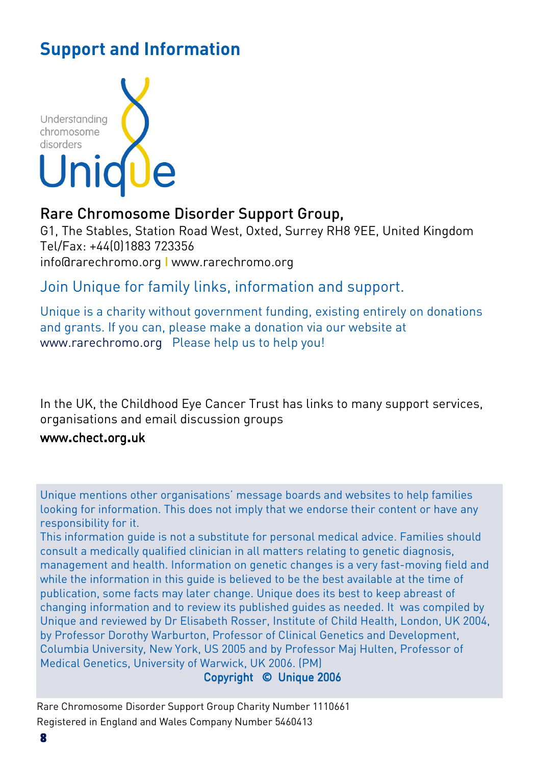## Support and Information

Understanding chromosome disorders

Unique

**Rare Chromosome Disorder Support Group,**
G1, The Stables, Station Road West, Oxted, Surrey RH8 9EE, United Kingdom
Tel/Fax: +44(0)1883 723356
info@rarechromo.org | www.rarechromo.org

Join Unique for family links, information and support.

Unique is a charity without government funding, existing entirely on donations and grants. If you can, please make a donation via our website at www.rarechromo.org Please help us to help you!

In the UK, the Childhood Eye Cancer Trust has links to many support services, organisations and email discussion groups

**www.chect.org.uk**

Unique mentions other organisations' message boards and websites to help families looking for information. This does not imply that we endorse their content or have any responsibility for it.
This information guide is not a substitute for personal medical advice. Families should consult a medically qualified clinician in all matters relating to genetic diagnosis, management and health. Information on genetic changes is a very fast-moving field and while the information in this guide is believed to be the best available at the time of publication, some facts may later change. Unique does its best to keep abreast of changing information and to review its published guides as needed. It was compiled by Unique and reviewed by Dr Elisabeth Rosser, Institute of Child Health, London, UK 2004, by Professor Dorothy Warburton, Professor of Clinical Genetics and Development, Columbia University, New York, US 2005 and by Professor Maj Hulten, Professor of Medical Genetics, University of Warwick, UK 2006. (PM)

**Copyright © Unique 2006**

Rare Chromosome Disorder Support Group Charity Number 1110661
Registered in England and Wales Company Number 5460413